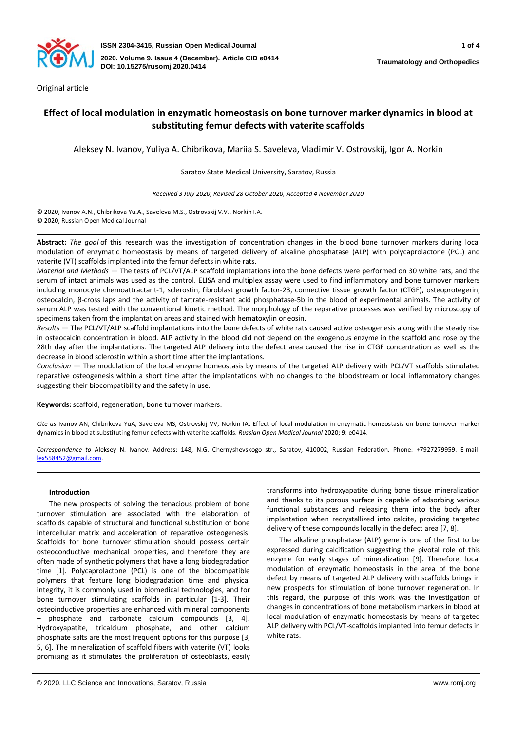Original article

# Effect of local modulation in enzymatic homeostasis on bone turnover marker dynamics in blood at substituting femur defects with vaterite scaffolds

Aleksey N. Ivanov, Yuliya A. Chibrikova, Mariia S. Saveleva, Vladimir V. Ostrovskij, Igor A. Norkin

Saratov State Medical University, Saratov, Russia

*Received 3 July 2020, Revised 28 October 2020, Accepted 4 November 2020*

© 2020, Ivanov A.N., Chibrikova Yu.A., Saveleva M.S., Ostrovskij V.V., Norkin I.A.
© 2020, Russian Open Medical Journal

**Abstract:** *The goal* of this research was the investigation of concentration changes in the blood bone turnover markers during local modulation of enzymatic homeostasis by means of targeted delivery of alkaline phosphatase (ALP) with polycaprolactone (PCL) and vaterite (VT) scaffolds implanted into the femur defects in white rats.

*Material and Methods* — The tests of PCL/VT/ALP scaffold implantations into the bone defects were performed on 30 white rats, and the serum of intact animals was used as the control. ELISA and multiplex assay were used to find inflammatory and bone turnover markers including monocyte chemoattractant-1, sclerostin, fibroblast growth factor-23, connective tissue growth factor (CTGF), osteoprotegerin, osteocalcin, β-cross laps and the activity of tartrate-resistant acid phosphatase-5b in the blood of experimental animals. The activity of serum ALP was tested with the conventional kinetic method. The morphology of the reparative processes was verified by microscopy of specimens taken from the implantation areas and stained with hematoxylin or eosin.

*Results* — The PCL/VT/ALP scaffold implantations into the bone defects of white rats caused active osteogenesis along with the steady rise in osteocalcin concentration in blood. ALP activity in the blood did not depend on the exogenous enzyme in the scaffold and rose by the 28th day after the implantations. The targeted ALP delivery into the defect area caused the rise in CTGF concentration as well as the decrease in blood sclerostin within a short time after the implantations.

*Conclusion* — The modulation of the local enzyme homeostasis by means of the targeted ALP delivery with PCL/VT scaffolds stimulated reparative osteogenesis within a short time after the implantations with no changes to the bloodstream or local inflammatory changes suggesting their biocompatibility and the safety in use.

**Keywords:** scaffold, regeneration, bone turnover markers.

*Cite as* Ivanov AN, Chibrikova YuA, Saveleva MS, Ostrovskij VV, Norkin IA. Effect of local modulation in enzymatic homeostasis on bone turnover marker dynamics in blood at substituting femur defects with vaterite scaffolds. *Russian Open Medical Journal* 2020; 9: e0414.

*Correspondence to* Aleksey N. Ivanov. Address: 148, N.G. Chernyshevskogo str., Saratov, 410002, Russian Federation. Phone: +7927279959. E-mail: lex558452@gmail.com.

## Introduction

The new prospects of solving the tenacious problem of bone turnover stimulation are associated with the elaboration of scaffolds capable of structural and functional substitution of bone intercellular matrix and acceleration of reparative osteogenesis. Scaffolds for bone turnover stimulation should possess certain osteoconductive mechanical properties, and therefore they are often made of synthetic polymers that have a long biodegradation time [1]. Polycaprolactone (PCL) is one of the biocompatible polymers that feature long biodegradation time and physical integrity, it is commonly used in biomedical technologies, and for bone turnover stimulating scaffolds in particular [1-3]. Their osteoinductive properties are enhanced with mineral components – phosphate and carbonate calcium compounds [3, 4]. Hydroxyapatite, tricalcium phosphate, and other calcium phosphate salts are the most frequent options for this purpose [3, 5, 6]. The mineralization of scaffold fibers with vaterite (VT) looks promising as it stimulates the proliferation of osteoblasts, easily transforms into hydroxyapatite during bone tissue mineralization and thanks to its porous surface is capable of adsorbing various functional substances and releasing them into the body after implantation when recrystallized into calcite, providing targeted delivery of these compounds locally in the defect area [7, 8].

The alkaline phosphatase (ALP) gene is one of the first to be expressed during calcification suggesting the pivotal role of this enzyme for early stages of mineralization [9]. Therefore, local modulation of enzymatic homeostasis in the area of the bone defect by means of targeted ALP delivery with scaffolds brings in new prospects for stimulation of bone turnover regeneration. In this regard, the purpose of this work was the investigation of changes in concentrations of bone metabolism markers in blood at local modulation of enzymatic homeostasis by means of targeted ALP delivery with PCL/VT-scaffolds implanted into femur defects in white rats.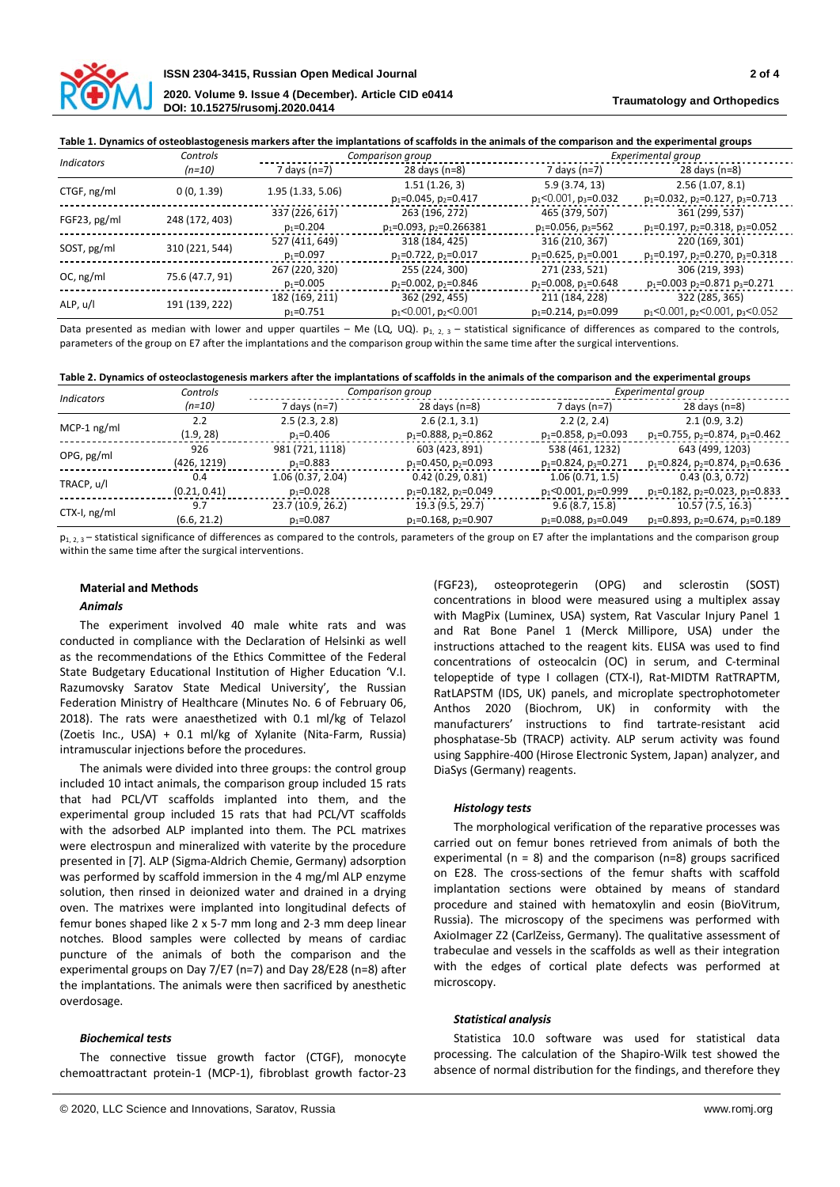**Table 1. Dynamics of osteoblastogenesis markers after the implantations of scaffolds in the animals of the comparison and the experimental groups**

| Indicators | Controls (n=10) | Comparison group | | Experimental group | |
|---|---|---|---|---|---|
| | | 7 days (n=7) | 28 days (n=8) | 7 days (n=7) | 28 days (n=8) |
| CTGF, ng/ml | 0 (0, 1.39) | 1.95 (1.33, 5.06) | 1.51 (1.26, 3) $p_1$=0.045, $p_2$=0.417 | 5.9 (3.74, 13) $p_1$<0.001, $p_3$=0.032 | 2.56 (1.07, 8.1) $p_1$=0.032, $p_2$=0.127, $p_3$=0.713 |
| FGF23, pg/ml | 248 (172, 403) | 337 (226, 617) $p_1$=0.204 | 263 (196, 272) $p_1$=0.093, $p_2$=0.266381 | 465 (379, 507) $p_1$=0.056, $p_3$=562 | 361 (299, 537) $p_1$=0.197, $p_2$=0.318, $p_3$=0.052 |
| SOST, pg/ml | 310 (221, 544) | 527 (411, 649) $p_1$=0.097 | 318 (184, 425) $p_1$=0.722, $p_2$=0.017 | 316 (210, 367) $p_1$=0.625, $p_3$=0.001 | 220 (169, 301) $p_1$=0.197, $p_2$=0.270, $p_3$=0.318 |
| OC, ng/ml | 75.6 (47.7, 91) | 267 (220, 320) $p_1$=0.005 | 255 (224, 300) $p_1$=0.002, $p_2$=0.846 | 271 (233, 521) $p_1$=0.008, $p_3$=0.648 | 306 (219, 393) $p_1$=0.003 $p_2$=0.871 $p_3$=0.271 |
| ALP, u/l | 191 (139, 222) | 182 (169, 211) $p_1$=0.751 | 362 (292, 455) $p_1$<0.001, $p_2$<0.001 | 211 (184, 228) $p_1$=0.214, $p_3$=0.099 | 322 (285, 365) $p_1$<0.001, $p_2$<0.001, $p_3$<0.052 |

Data presented as median with lower and upper quartiles – Me (LQ, UQ). $p_{1,\ 2,\ 3}$ – statistical significance of differences as compared to the controls, parameters of the group on E7 after the implantations and the comparison group within the same time after the surgical interventions.

**Table 2. Dynamics of osteoclastogenesis markers after the implantations of scaffolds in the animals of the comparison and the experimental groups**

| Indicators | Controls (n=10) | Comparison group | | Experimental group | |
|---|---|---|---|---|---|
| | | 7 days (n=7) | 28 days (n=8) | 7 days (n=7) | 28 days (n=8) |
| MCP-1 ng/ml | 2.2 (1.9, 28) | 2.5 (2.3, 2.8) $p_1$=0.406 | 2.6 (2.1, 3.1) $p_1$=0.888, $p_2$=0.862 | 2.2 (2, 2.4) $p_1$=0.858, $p_3$=0.093 | 2.1 (0.9, 3.2) $p_1$=0.755, $p_2$=0.874, $p_3$=0.462 |
| OPG, pg/ml | 926 (426, 1219) | 981 (721, 1118) $p_1$=0.883 | 603 (423, 891) $p_1$=0.450, $p_2$=0.093 | 538 (461, 1232) $p_1$=0.824, $p_3$=0.271 | 643 (499, 1203) $p_1$=0.824, $p_2$=0.874, $p_3$=0.636 |
| TRACP, u/l | 0.4 (0.21, 0.41) | 1.06 (0.37, 2.04) $p_1$=0.028 | 0.42 (0.29, 0.81) $p_1$=0.182, $p_2$=0.049 | 1.06 (0.71, 1.5) $p_1$<0.001, $p_3$=0.999 | 0.43 (0.3, 0.72) $p_1$=0.182, $p_2$=0.023, $p_3$=0.833 |
| CTX-I, ng/ml | 9.7 (6.6, 21.2) | 23.7 (10.9, 26.2) $p_1$=0.087 | 19.3 (9.5, 29.7) $p_1$=0.168, $p_2$=0.907 | 9.6 (8.7, 15.8) $p_1$=0.088, $p_3$=0.049 | 10.57 (7.5, 16.3) $p_1$=0.893, $p_2$=0.674, $p_3$=0.189 |

$p_{1,\ 2,\ 3}$ – statistical significance of differences as compared to the controls, parameters of the group on E7 after the implantations and the comparison group within the same time after the surgical interventions.

## Material and Methods

### *Animals*

The experiment involved 40 male white rats and was conducted in compliance with the Declaration of Helsinki as well as the recommendations of the Ethics Committee of the Federal State Budgetary Educational Institution of Higher Education 'V.I. Razumovsky Saratov State Medical University', the Russian Federation Ministry of Healthcare (Minutes No. 6 of February 06, 2018). The rats were anaesthetized with 0.1 ml/kg of Telazol (Zoetis Inc., USA) + 0.1 ml/kg of Xylanite (Nita-Farm, Russia) intramuscular injections before the procedures.

The animals were divided into three groups: the control group included 10 intact animals, the comparison group included 15 rats that had PCL/VT scaffolds implanted into them, and the experimental group included 15 rats that had PCL/VT scaffolds with the adsorbed ALP implanted into them. The PCL matrixes were electrospun and mineralized with vaterite by the procedure presented in [7]. ALP (Sigma-Aldrich Chemie, Germany) adsorption was performed by scaffold immersion in the 4 mg/ml ALP enzyme solution, then rinsed in deionized water and drained in a drying oven. The matrixes were implanted into longitudinal defects of femur bones shaped like 2 x 5-7 mm long and 2-3 mm deep linear notches. Blood samples were collected by means of cardiac puncture of the animals of both the comparison and the experimental groups on Day 7/E7 (n=7) and Day 28/E28 (n=8) after the implantations. The animals were then sacrificed by anesthetic overdosage.

### *Biochemical tests*

The connective tissue growth factor (CTGF), monocyte chemoattractant protein-1 (MCP-1), fibroblast growth factor-23 (FGF23), osteoprotegerin (OPG) and sclerostin (SOST) concentrations in blood were measured using a multiplex assay with MagPix (Luminex, USA) system, Rat Vascular Injury Panel 1 and Rat Bone Panel 1 (Merck Millipore, USA) under the instructions attached to the reagent kits. ELISA was used to find concentrations of osteocalcin (OC) in serum, and C-terminal telopeptide of type I collagen (CTX-I), Rat-MIDTM RatTRAPTM, RatLAPSTM (IDS, UK) panels, and microplate spectrophotometer Anthos 2020 (Biochrom, UK) in conformity with the manufacturers' instructions to find tartrate-resistant acid phosphatase-5b (TRACP) activity. ALP serum activity was found using Sapphire-400 (Hirose Electronic System, Japan) analyzer, and DiaSys (Germany) reagents.

### *Histology tests*

The morphological verification of the reparative processes was carried out on femur bones retrieved from animals of both the experimental (n = 8) and the comparison (n=8) groups sacrificed on E28. The cross-sections of the femur shafts with scaffold implantation sections were obtained by means of standard procedure and stained with hematoxylin and eosin (BioVitrum, Russia). The microscopy of the specimens was performed with AxioImager Z2 (CarlZeiss, Germany). The qualitative assessment of trabeculae and vessels in the scaffolds as well as their integration with the edges of cortical plate defects was performed at microscopy.

### *Statistical analysis*

Statistica 10.0 software was used for statistical data processing. The calculation of the Shapiro-Wilk test showed the absence of normal distribution for the findings, and therefore they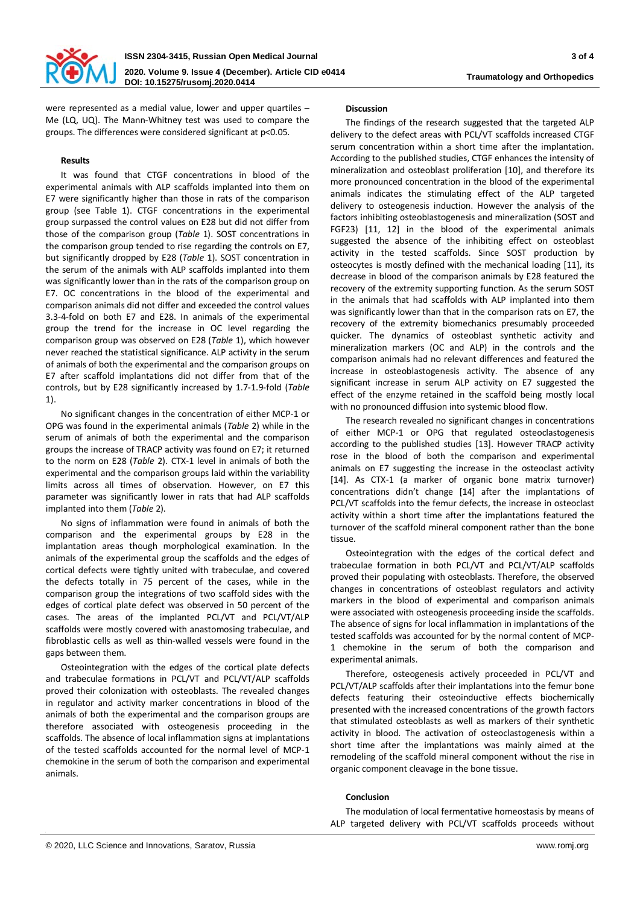were represented as a medial value, lower and upper quartiles – Me (LQ, UQ). The Mann-Whitney test was used to compare the groups. The differences were considered significant at $p<0.05$.

**Results**

It was found that CTGF concentrations in blood of the experimental animals with ALP scaffolds implanted into them on E7 were significantly higher than those in rats of the comparison group (see Table 1). CTGF concentrations in the experimental group surpassed the control values on E28 but did not differ from those of the comparison group (*Table* 1). SOST concentrations in the comparison group tended to rise regarding the controls on E7, but significantly dropped by E28 (*Table* 1). SOST concentration in the serum of the animals with ALP scaffolds implanted into them was significantly lower than in the rats of the comparison group on E7. OC concentrations in the blood of the experimental and comparison animals did not differ and exceeded the control values 3.3-4-fold on both E7 and E28. In animals of the experimental group the trend for the increase in OC level regarding the comparison group was observed on E28 (*Table* 1), which however never reached the statistical significance. ALP activity in the serum of animals of both the experimental and the comparison groups on E7 after scaffold implantations did not differ from that of the controls, but by E28 significantly increased by 1.7-1.9-fold (*Table* 1).

No significant changes in the concentration of either MCP-1 or OPG was found in the experimental animals (*Table* 2) while in the serum of animals of both the experimental and the comparison groups the increase of TRACP activity was found on E7; it returned to the norm on E28 (*Table* 2). CTX-1 level in animals of both the experimental and the comparison groups laid within the variability limits across all times of observation. However, on E7 this parameter was significantly lower in rats that had ALP scaffolds implanted into them (*Table* 2).

No signs of inflammation were found in animals of both the comparison and the experimental groups by E28 in the implantation areas though morphological examination. In the animals of the experimental group the scaffolds and the edges of cortical defects were tightly united with trabeculae, and covered the defects totally in 75 percent of the cases, while in the comparison group the integrations of two scaffold sides with the edges of cortical plate defect was observed in 50 percent of the cases. The areas of the implanted PCL/VT and PCL/VT/ALP scaffolds were mostly covered with anastomosing trabeculae, and fibroblastic cells as well as thin-walled vessels were found in the gaps between them.

Osteointegration with the edges of the cortical plate defects and trabeculae formations in PCL/VT and PCL/VT/ALP scaffolds proved their colonization with osteoblasts. The revealed changes in regulator and activity marker concentrations in blood of the animals of both the experimental and the comparison groups are therefore associated with osteogenesis proceeding in the scaffolds. The absence of local inflammation signs at implantations of the tested scaffolds accounted for the normal level of MCP-1 chemokine in the serum of both the comparison and experimental animals.

**Discussion**

The findings of the research suggested that the targeted ALP delivery to the defect areas with PCL/VT scaffolds increased CTGF serum concentration within a short time after the implantation. According to the published studies, CTGF enhances the intensity of mineralization and osteoblast proliferation [10], and therefore its more pronounced concentration in the blood of the experimental animals indicates the stimulating effect of the ALP targeted delivery to osteogenesis induction. However the analysis of the factors inhibiting osteoblastogenesis and mineralization (SOST and FGF23) [11, 12] in the blood of the experimental animals suggested the absence of the inhibiting effect on osteoblast activity in the tested scaffolds. Since SOST production by osteocytes is mostly defined with the mechanical loading [11], its decrease in blood of the comparison animals by E28 featured the recovery of the extremity supporting function. As the serum SOST in the animals that had scaffolds with ALP implanted into them was significantly lower than that in the comparison rats on E7, the recovery of the extremity biomechanics presumably proceeded quicker. The dynamics of osteoblast synthetic activity and mineralization markers (OC and ALP) in the controls and the comparison animals had no relevant differences and featured the increase in osteoblastogenesis activity. The absence of any significant increase in serum ALP activity on E7 suggested the effect of the enzyme retained in the scaffold being mostly local with no pronounced diffusion into systemic blood flow.

The research revealed no significant changes in concentrations of either MCP-1 or OPG that regulated osteoclastogenesis according to the published studies [13]. However TRACP activity rose in the blood of both the comparison and experimental animals on E7 suggesting the increase in the osteoclast activity [14]. As CTX-1 (a marker of organic bone matrix turnover) concentrations didn't change [14] after the implantations of PCL/VT scaffolds into the femur defects, the increase in osteoclast activity within a short time after the implantations featured the turnover of the scaffold mineral component rather than the bone tissue.

Osteointegration with the edges of the cortical defect and trabeculae formation in both PCL/VT and PCL/VT/ALP scaffolds proved their populating with osteoblasts. Therefore, the observed changes in concentrations of osteoblast regulators and activity markers in the blood of experimental and comparison animals were associated with osteogenesis proceeding inside the scaffolds. The absence of signs for local inflammation in implantations of the tested scaffolds was accounted for by the normal content of MCP-1 chemokine in the serum of both the comparison and experimental animals.

Therefore, osteogenesis actively proceeded in PCL/VT and PCL/VT/ALP scaffolds after their implantations into the femur bone defects featuring their osteoinductive effects biochemically presented with the increased concentrations of the growth factors that stimulated osteoblasts as well as markers of their synthetic activity in blood. The activation of osteoclastogenesis within a short time after the implantations was mainly aimed at the remodeling of the scaffold mineral component without the rise in organic component cleavage in the bone tissue.

**Conclusion**

The modulation of local fermentative homeostasis by means of ALP targeted delivery with PCL/VT scaffolds proceeds without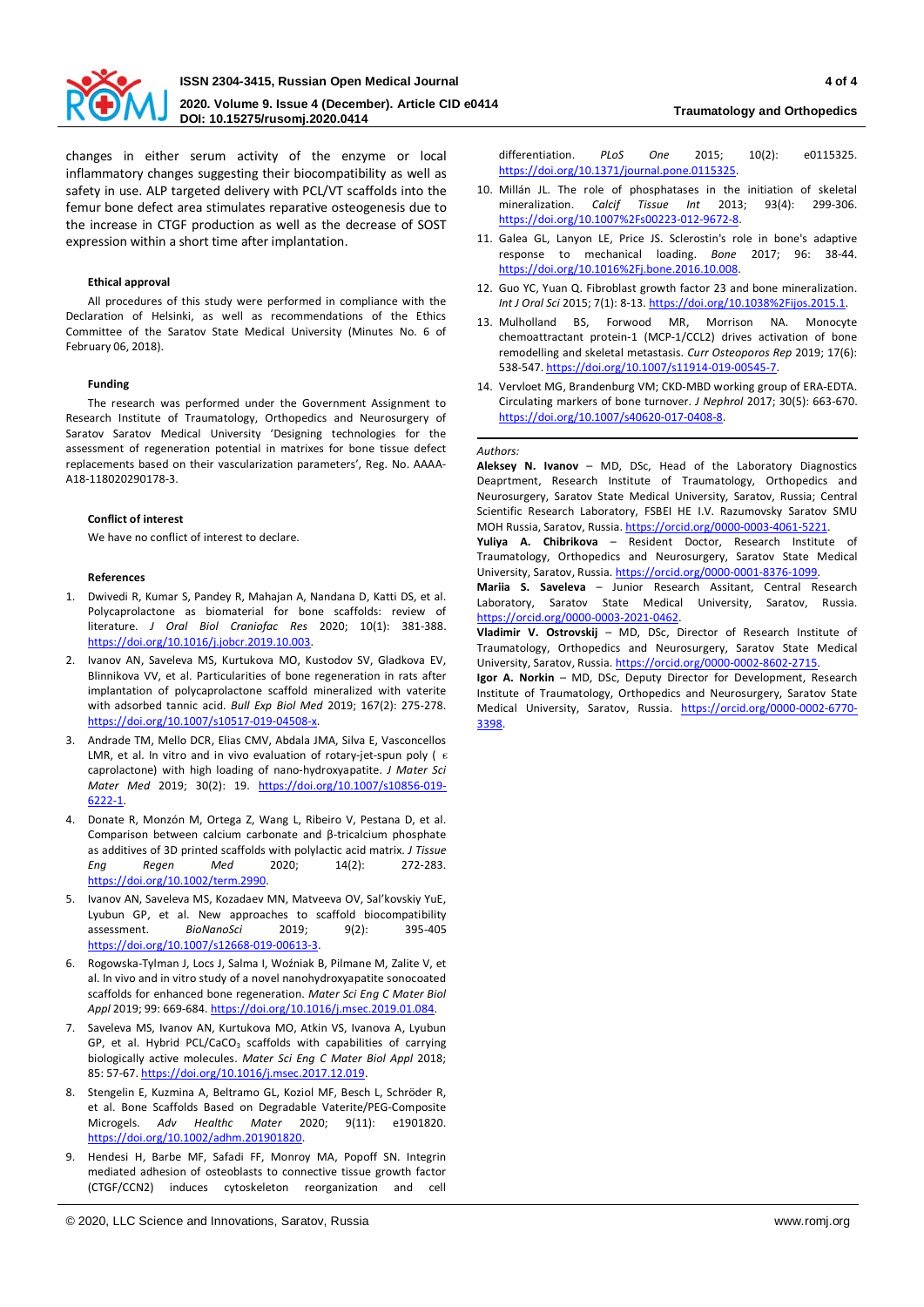changes in either serum activity of the enzyme or local inflammatory changes suggesting their biocompatibility as well as safety in use. ALP targeted delivery with PCL/VT scaffolds into the femur bone defect area stimulates reparative osteogenesis due to the increase in CTGF production as well as the decrease of SOST expression within a short time after implantation.

#### Ethical approval

All procedures of this study were performed in compliance with the Declaration of Helsinki, as well as recommendations of the Ethics Committee of the Saratov State Medical University (Minutes No. 6 of February 06, 2018).

#### Funding

The research was performed under the Government Assignment to Research Institute of Traumatology, Orthopedics and Neurosurgery of Saratov Saratov Medical University 'Designing technologies for the assessment of regeneration potential in matrixes for bone tissue defect replacements based on their vascularization parameters', Reg. No. AAAA-A18-118020290178-3.

#### Conflict of interest

We have no conflict of interest to declare.

#### References

1. Dwivedi R, Kumar S, Pandey R, Mahajan A, Nandana D, Katti DS, et al. Polycaprolactone as biomaterial for bone scaffolds: review of literature. *J Oral Biol Craniofac Res* 2020; 10(1): 381-388. https://doi.org/10.1016/j.jobcr.2019.10.003.
2. Ivanov AN, Saveleva MS, Kurtukova MO, Kustodov SV, Gladkova EV, Blinnikova VV, et al. Particularities of bone regeneration in rats after implantation of polycaprolactone scaffold mineralized with vaterite with adsorbed tannic acid. *Bull Exp Biol Med* 2019; 167(2): 275-278. https://doi.org/10.1007/s10517-019-04508-x.
3. Andrade TM, Mello DCR, Elias CMV, Abdala JMA, Silva E, Vasconcellos LMR, et al. In vitro and in vivo evaluation of rotary-jet-spun poly (ε caprolactone) with high loading of nano-hydroxyapatite. *J Mater Sci Mater Med* 2019; 30(2): 19. https://doi.org/10.1007/s10856-019-6222-1.
4. Donate R, Monzón M, Ortega Z, Wang L, Ribeiro V, Pestana D, et al. Comparison between calcium carbonate and β-tricalcium phosphate as additives of 3D printed scaffolds with polylactic acid matrix. *J Tissue Eng Regen Med* 2020; 14(2): 272-283. https://doi.org/10.1002/term.2990.
5. Ivanov AN, Saveleva MS, Kozadaev MN, Matveeva OV, Sal'kovskiy YuE, Lyubun GP, et al. New approaches to scaffold biocompatibility assessment. *BioNanoSci* 2019; 9(2): 395-405 https://doi.org/10.1007/s12668-019-00613-3.
6. Rogowska-Tylman J, Locs J, Salma I, Woźniak B, Pilmane M, Zalite V, et al. In vivo and in vitro study of a novel nanohydroxyapatite sonocoated scaffolds for enhanced bone regeneration. *Mater Sci Eng C Mater Biol Appl* 2019; 99: 669-684. https://doi.org/10.1016/j.msec.2019.01.084.
7. Saveleva MS, Ivanov AN, Kurtukova MO, Atkin VS, Ivanova A, Lyubun GP, et al. Hybrid PCL/$CaCO_3$ scaffolds with capabilities of carrying biologically active molecules. *Mater Sci Eng C Mater Biol Appl* 2018; 85: 57-67. https://doi.org/10.1016/j.msec.2017.12.019.
8. Stengelin E, Kuzmina A, Beltramo GL, Koziol MF, Besch L, Schröder R, et al. Bone Scaffolds Based on Degradable Vaterite/PEG-Composite Microgels. *Adv Healthc Mater* 2020; 9(11): e1901820. https://doi.org/10.1002/adhm.201901820.
9. Hendesi H, Barbe MF, Safadi FF, Monroy MA, Popoff SN. Integrin mediated adhesion of osteoblasts to connective tissue growth factor (CTGF/CCN2) induces cytoskeleton reorganization and cell differentiation. *PLoS One* 2015; 10(2): e0115325. https://doi.org/10.1371/journal.pone.0115325.
10. Millán JL. The role of phosphatases in the initiation of skeletal mineralization. *Calcif Tissue Int* 2013; 93(4): 299-306. https://doi.org/10.1007%2Fs00223-012-9672-8.
11. Galea GL, Lanyon LE, Price JS. Sclerostin's role in bone's adaptive response to mechanical loading. *Bone* 2017; 96: 38-44. https://doi.org/10.1016%2Fj.bone.2016.10.008.
12. Guo YC, Yuan Q. Fibroblast growth factor 23 and bone mineralization. *Int J Oral Sci* 2015; 7(1): 8-13. https://doi.org/10.1038%2Fijos.2015.1.
13. Mulholland BS, Forwood MR, Morrison NA. Monocyte chemoattractant protein-1 (MCP-1/CCL2) drives activation of bone remodelling and skeletal metastasis. *Curr Osteoporos Rep* 2019; 17(6): 538-547. https://doi.org/10.1007/s11914-019-00545-7.
14. Vervloet MG, Brandenburg VM; CKD-MBD working group of ERA-EDTA. Circulating markers of bone turnover. *J Nephrol* 2017; 30(5): 663-670. https://doi.org/10.1007/s40620-017-0408-8.

*Authors:*

**Aleksey N. Ivanov** – MD, DSc, Head of the Laboratory Diagnostics Deaprtment, Research Institute of Traumatology, Orthopedics and Neurosurgery, Saratov State Medical University, Saratov, Russia; Central Scientific Research Laboratory, FSBEI HE I.V. Razumovsky Saratov SMU MOH Russia, Saratov, Russia. https://orcid.org/0000-0003-4061-5221.

**Yuliya A. Chibrikova** – Resident Doctor, Research Institute of Traumatology, Orthopedics and Neurosurgery, Saratov State Medical University, Saratov, Russia. https://orcid.org/0000-0001-8376-1099.

**Mariia S. Saveleva** – Junior Research Assitant, Central Research Laboratory, Saratov State Medical University, Saratov, Russia. https://orcid.org/0000-0003-2021-0462.

**Vladimir V. Ostrovskij** – MD, DSc, Director of Research Institute of Traumatology, Orthopedics and Neurosurgery, Saratov State Medical University, Saratov, Russia. https://orcid.org/0000-0002-8602-2715.

**Igor A. Norkin** – MD, DSc, Deputy Director for Development, Research Institute of Traumatology, Orthopedics and Neurosurgery, Saratov State Medical University, Saratov, Russia. https://orcid.org/0000-0002-6770-3398.